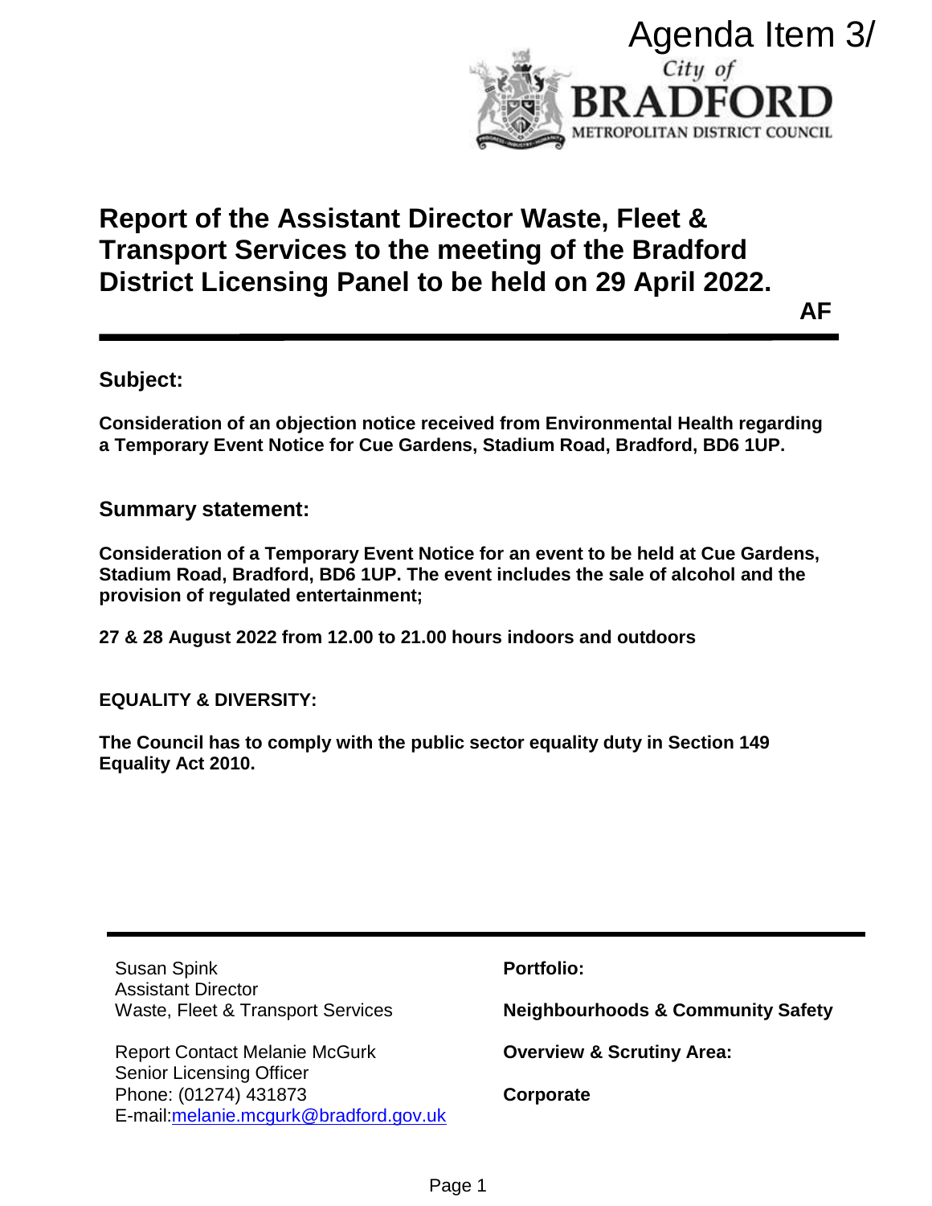Agenda Item 3/

City of BRADFORD
METROPOLITAN DISTRICT COUNCIL

# Report of the Assistant Director Waste, Fleet & Transport Services to the meeting of the Bradford District Licensing Panel to be held on 29 April 2022.

**AF**

## Subject:

**Consideration of an objection notice received from Environmental Health regarding a Temporary Event Notice for Cue Gardens, Stadium Road, Bradford, BD6 1UP.**

## Summary statement:

**Consideration of a Temporary Event Notice for an event to be held at Cue Gardens, Stadium Road, Bradford, BD6 1UP. The event includes the sale of alcohol and the provision of regulated entertainment;**

**27 & 28 August 2022 from 12.00 to 21.00 hours indoors and outdoors**

**EQUALITY & DIVERSITY:**

**The Council has to comply with the public sector equality duty in Section 149 Equality Act 2010.**

Susan Spink
Assistant Director
Waste, Fleet & Transport Services

Report Contact Melanie McGurk
Senior Licensing Officer
Phone: (01274) 431873
E-mail:melanie.mcgurk@bradford.gov.uk

**Portfolio:**

**Neighbourhoods & Community Safety**

**Overview & Scrutiny Area:**

**Corporate**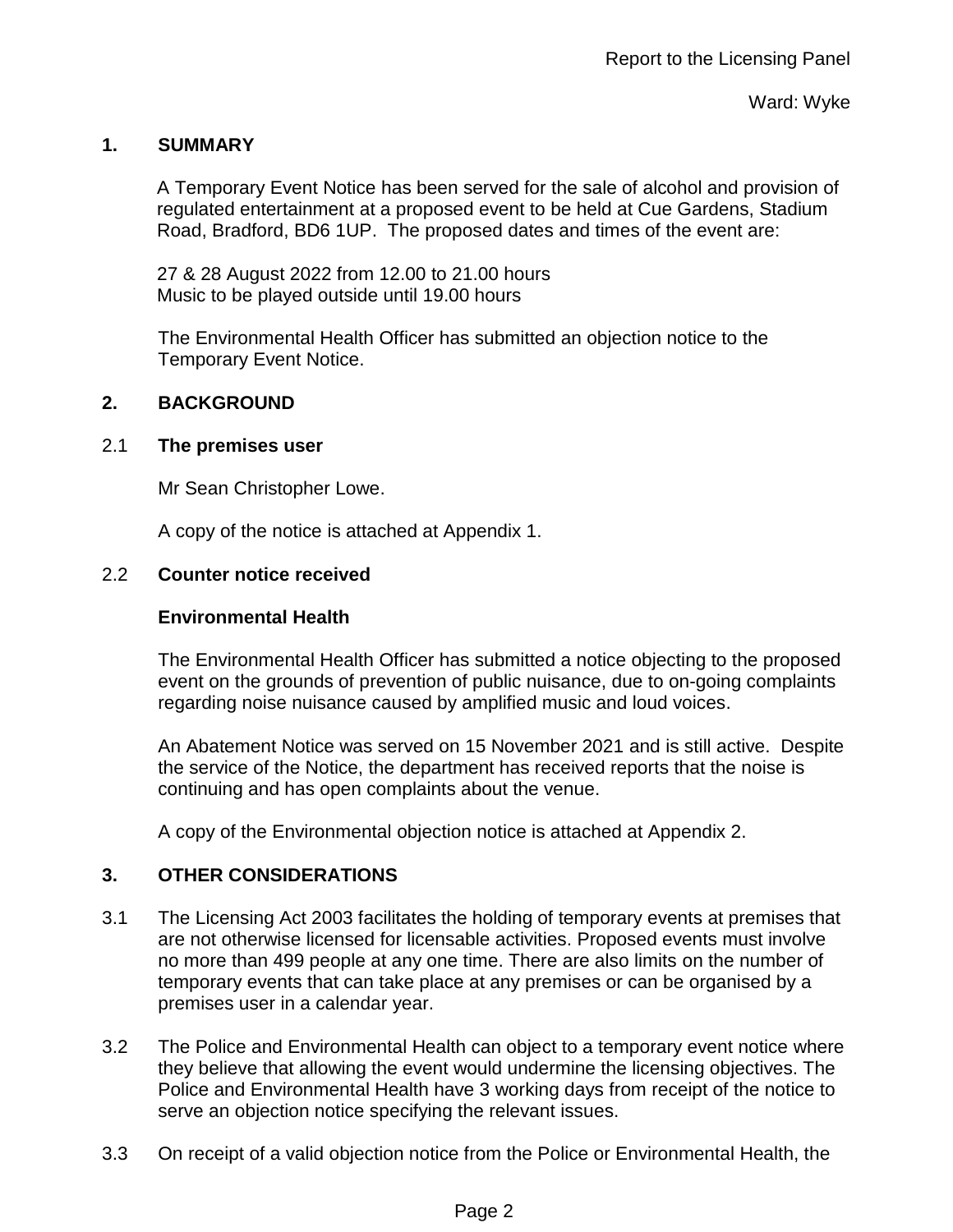Report to the Licensing Panel

Ward: Wyke

## 1. SUMMARY

A Temporary Event Notice has been served for the sale of alcohol and provision of regulated entertainment at a proposed event to be held at Cue Gardens, Stadium Road, Bradford, BD6 1UP. The proposed dates and times of the event are:

27 & 28 August 2022 from 12.00 to 21.00 hours
Music to be played outside until 19.00 hours

The Environmental Health Officer has submitted an objection notice to the Temporary Event Notice.

## 2. BACKGROUND

### 2.1 The premises user

Mr Sean Christopher Lowe.

A copy of the notice is attached at Appendix 1.

### 2.2 Counter notice received

**Environmental Health**

The Environmental Health Officer has submitted a notice objecting to the proposed event on the grounds of prevention of public nuisance, due to on-going complaints regarding noise nuisance caused by amplified music and loud voices.

An Abatement Notice was served on 15 November 2021 and is still active. Despite the service of the Notice, the department has received reports that the noise is continuing and has open complaints about the venue.

A copy of the Environmental objection notice is attached at Appendix 2.

## 3. OTHER CONSIDERATIONS

3.1 The Licensing Act 2003 facilitates the holding of temporary events at premises that are not otherwise licensed for licensable activities. Proposed events must involve no more than 499 people at any one time. There are also limits on the number of temporary events that can take place at any premises or can be organised by a premises user in a calendar year.

3.2 The Police and Environmental Health can object to a temporary event notice where they believe that allowing the event would undermine the licensing objectives. The Police and Environmental Health have 3 working days from receipt of the notice to serve an objection notice specifying the relevant issues.

3.3 On receipt of a valid objection notice from the Police or Environmental Health, the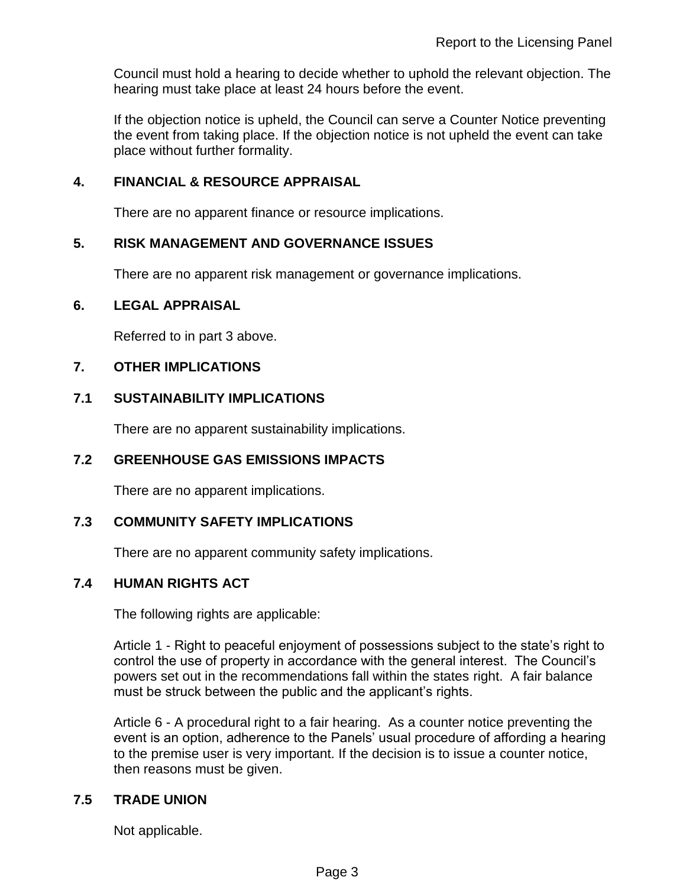Council must hold a hearing to decide whether to uphold the relevant objection. The hearing must take place at least 24 hours before the event.

If the objection notice is upheld, the Council can serve a Counter Notice preventing the event from taking place. If the objection notice is not upheld the event can take place without further formality.

## 4. FINANCIAL & RESOURCE APPRAISAL

There are no apparent finance or resource implications.

## 5. RISK MANAGEMENT AND GOVERNANCE ISSUES

There are no apparent risk management or governance implications.

## 6. LEGAL APPRAISAL

Referred to in part 3 above.

## 7. OTHER IMPLICATIONS

### 7.1 SUSTAINABILITY IMPLICATIONS

There are no apparent sustainability implications.

### 7.2 GREENHOUSE GAS EMISSIONS IMPACTS

There are no apparent implications.

### 7.3 COMMUNITY SAFETY IMPLICATIONS

There are no apparent community safety implications.

### 7.4 HUMAN RIGHTS ACT

The following rights are applicable:

Article 1 - Right to peaceful enjoyment of possessions subject to the state's right to control the use of property in accordance with the general interest. The Council's powers set out in the recommendations fall within the states right. A fair balance must be struck between the public and the applicant's rights.

Article 6 - A procedural right to a fair hearing. As a counter notice preventing the event is an option, adherence to the Panels' usual procedure of affording a hearing to the premise user is very important. If the decision is to issue a counter notice, then reasons must be given.

### 7.5 TRADE UNION

Not applicable.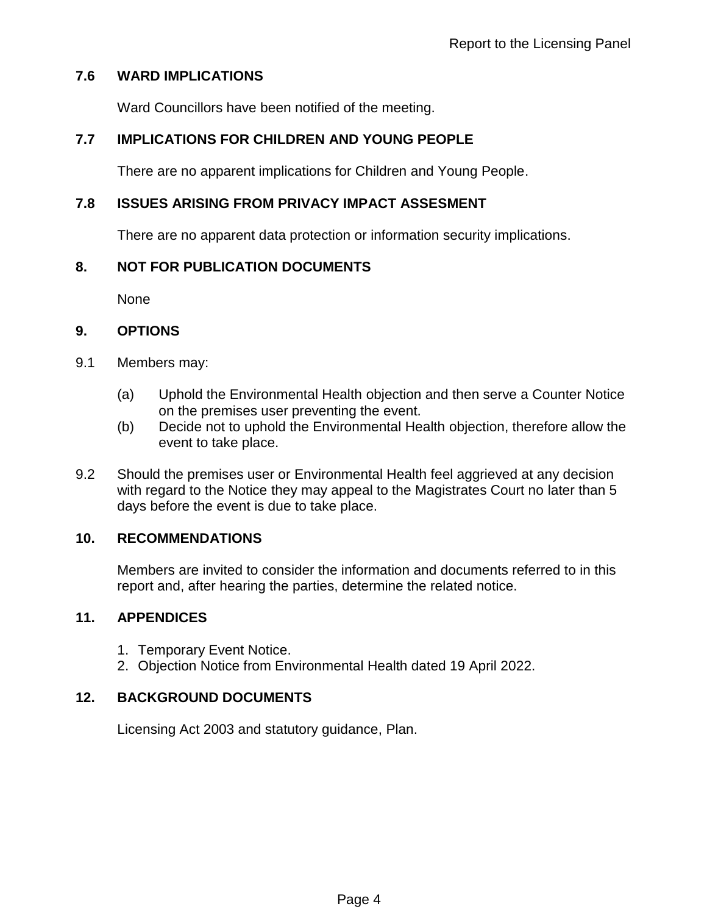### 7.6 WARD IMPLICATIONS

Ward Councillors have been notified of the meeting.

### 7.7 IMPLICATIONS FOR CHILDREN AND YOUNG PEOPLE

There are no apparent implications for Children and Young People.

### 7.8 ISSUES ARISING FROM PRIVACY IMPACT ASSESMENT

There are no apparent data protection or information security implications.

## 8. NOT FOR PUBLICATION DOCUMENTS

None

## 9. OPTIONS

9.1 Members may:

(a) Uphold the Environmental Health objection and then serve a Counter Notice on the premises user preventing the event.
(b) Decide not to uphold the Environmental Health objection, therefore allow the event to take place.

9.2 Should the premises user or Environmental Health feel aggrieved at any decision with regard to the Notice they may appeal to the Magistrates Court no later than 5 days before the event is due to take place.

## 10. RECOMMENDATIONS

Members are invited to consider the information and documents referred to in this report and, after hearing the parties, determine the related notice.

## 11. APPENDICES

1. Temporary Event Notice.
2. Objection Notice from Environmental Health dated 19 April 2022.

## 12. BACKGROUND DOCUMENTS

Licensing Act 2003 and statutory guidance, Plan.